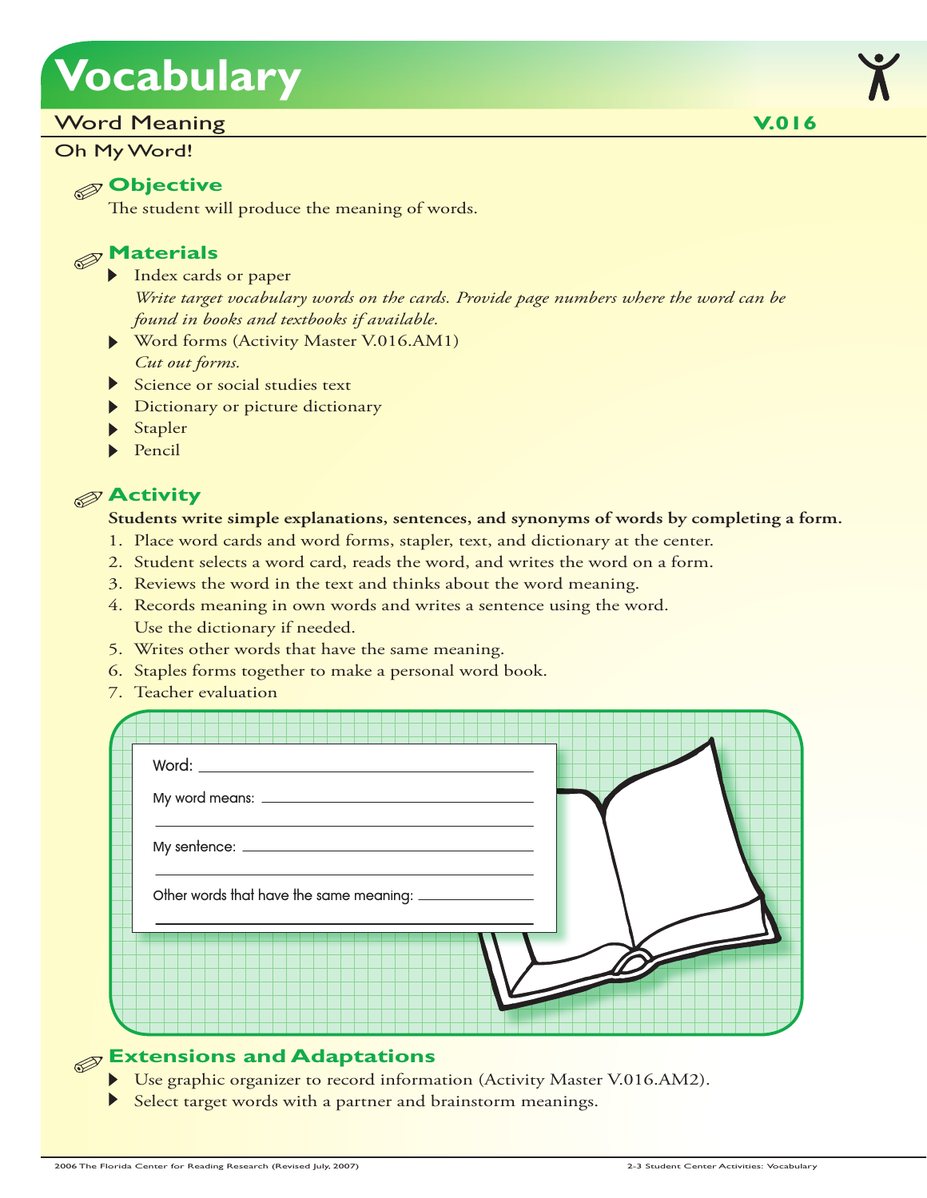# Vocabulary

## Word Meaning

**V.016**

### Oh My Word!

### Objective

The student will produce the meaning of words.

### Materials

- Index cards or paper
  *Write target vocabulary words on the cards. Provide page numbers where the word can be found in books and textbooks if available.*
- Word forms (Activity Master V.016.AM1)
  *Cut out forms.*
- Science or social studies text
- Dictionary or picture dictionary
- Stapler
- Pencil

### Activity

**Students write simple explanations, sentences, and synonyms of words by completing a form.**

1. Place word cards and word forms, stapler, text, and dictionary at the center.
2. Student selects a word card, reads the word, and writes the word on a form.
3. Reviews the word in the text and thinks about the word meaning.
4. Records meaning in own words and writes a sentence using the word. Use the dictionary if needed.
5. Writes other words that have the same meaning.
6. Staples forms together to make a personal word book.
7. Teacher evaluation

Word: ____________________

My word means: ____________________

____________________

My sentence: ____________________

____________________

Other words that have the same meaning: ____________________

____________________

### Extensions and Adaptations

- Use graphic organizer to record information (Activity Master V.016.AM2).
- Select target words with a partner and brainstorm meanings.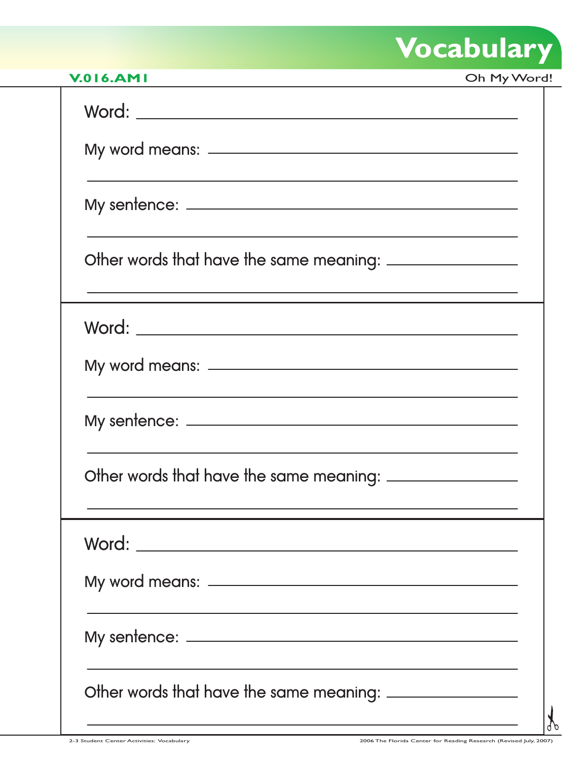# Vocabulary

**V.016.AM1**

Oh My Word!

Word: ______________________________

My word means: ______________________________

______________________________

My sentence: ______________________________

______________________________

Other words that have the same meaning: ______________________________

______________________________

---

Word: ______________________________

My word means: ______________________________

______________________________

My sentence: ______________________________

______________________________

Other words that have the same meaning: ______________________________

______________________________

---

Word: ______________________________

My word means: ______________________________

______________________________

My sentence: ______________________________

______________________________

Other words that have the same meaning: ______________________________

______________________________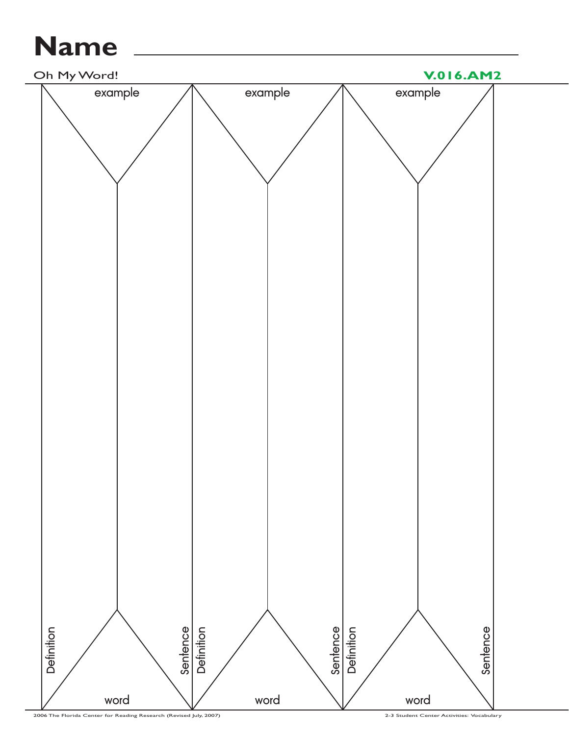# Name ______________________________

Oh My Word! **V.016.AM2**

example

example

example

Definition

word

Sentence

Definition

word

Sentence

Definition

word

Sentence